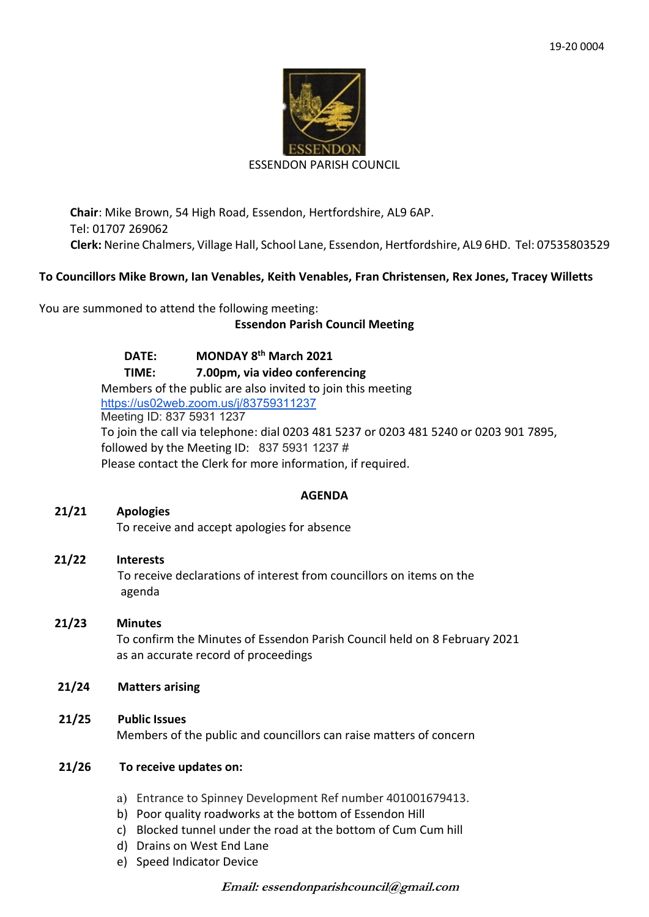19-20 0004

ESSENDON PARISH COUNCIL

**Chair**: Mike Brown, 54 High Road, Essendon, Hertfordshire, AL9 6AP.
Tel: 01707 269062
**Clerk:** Nerine Chalmers, Village Hall, School Lane, Essendon, Hertfordshire, AL9 6HD. Tel: 07535803529

**To Councillors Mike Brown, Ian Venables, Keith Venables, Fran Christensen, Rex Jones, Tracey Willetts**

You are summoned to attend the following meeting:

**Essendon Parish Council Meeting**

**DATE:** **MONDAY 8th March 2021**
**TIME:** **7.00pm, via video conferencing**

Members of the public are also invited to join this meeting
https://us02web.zoom.us/j/83759311237
Meeting ID: 837 5931 1237
To join the call via telephone: dial 0203 481 5237 or 0203 481 5240 or 0203 901 7895, followed by the Meeting ID: 837 5931 1237 #
Please contact the Clerk for more information, if required.

## AGENDA

**21/21 Apologies**
To receive and accept apologies for absence

**21/22 Interests**
To receive declarations of interest from councillors on items on the agenda

**21/23 Minutes**
To confirm the Minutes of Essendon Parish Council held on 8 February 2021 as an accurate record of proceedings

**21/24 Matters arising**

**21/25 Public Issues**
Members of the public and councillors can raise matters of concern

**21/26 To receive updates on:**

a) Entrance to Spinney Development Ref number 401001679413.
b) Poor quality roadworks at the bottom of Essendon Hill
c) Blocked tunnel under the road at the bottom of Cum Cum hill
d) Drains on West End Lane
e) Speed Indicator Device

***Email: essendonparishcouncil@gmail.com***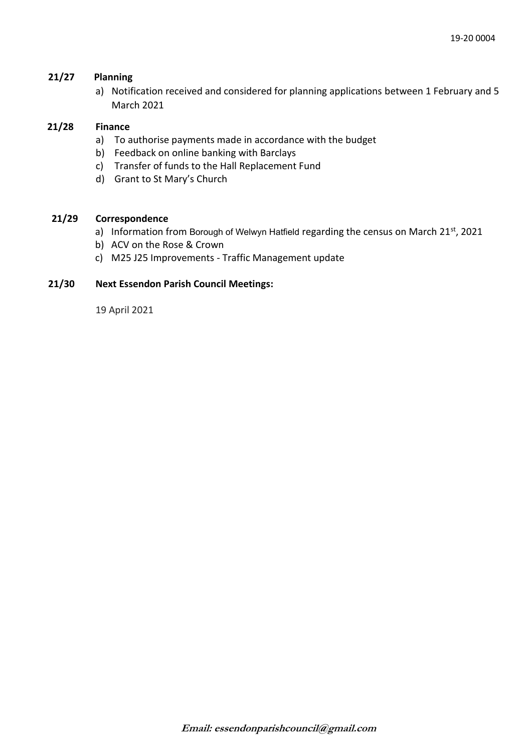**21/27 Planning**

a) Notification received and considered for planning applications between 1 February and 5 March 2021

**21/28 Finance**

a) To authorise payments made in accordance with the budget
b) Feedback on online banking with Barclays
c) Transfer of funds to the Hall Replacement Fund
d) Grant to St Mary's Church

**21/29 Correspondence**

a) Information from Borough of Welwyn Hatfield regarding the census on March 21st, 2021
b) ACV on the Rose & Crown
c) M25 J25 Improvements - Traffic Management update

**21/30 Next Essendon Parish Council Meetings:**

19 April 2021

***Email: essendonparishcouncil@gmail.com***